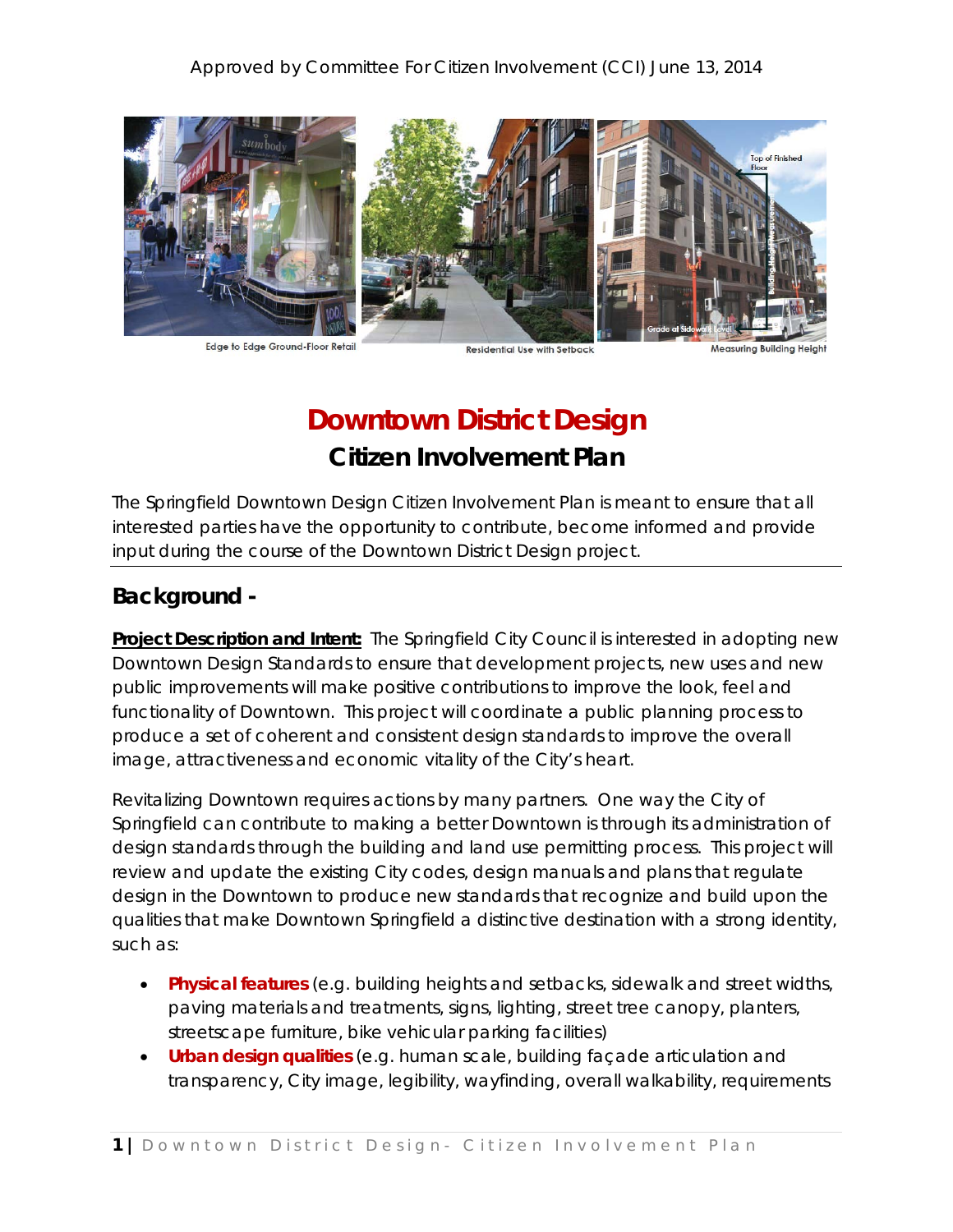Approved by Committee For Citizen Involvement (CCI) June 13, 2014

Edge to Edge Ground-Floor Retail

Residential Use with Setback

Measuring Building Height

# Downtown District Design

## Citizen Involvement Plan

The Springfield Downtown Design Citizen Involvement Plan is meant to ensure that all interested parties have the opportunity to contribute, become informed and provide input during the course of the Downtown District Design project.

---

## Background -

**Project Description and Intent:** The Springfield City Council is interested in adopting new Downtown Design Standards to ensure that development projects, new uses and new public improvements will make positive contributions to improve the look, feel and functionality of Downtown. This project will coordinate a public planning process to produce a set of coherent and consistent design standards to improve the overall image, attractiveness and economic vitality of the City's heart.

Revitalizing Downtown requires actions by many partners. One way the City of Springfield can contribute to making a better Downtown is through its administration of design standards through the building and land use permitting process. This project will review and update the existing City codes, design manuals and plans that regulate design in the Downtown to produce new standards that recognize and build upon the qualities that make Downtown Springfield a distinctive destination with a strong identity, such as:

- **Physical features** (e.g. building heights and setbacks, sidewalk and street widths, paving materials and treatments, signs, lighting, street tree canopy, planters, streetscape furniture, bike vehicular parking facilities)
- **Urban design qualities** (e.g. human scale, building façade articulation and transparency, City image, legibility, wayfinding, overall walkability, requirements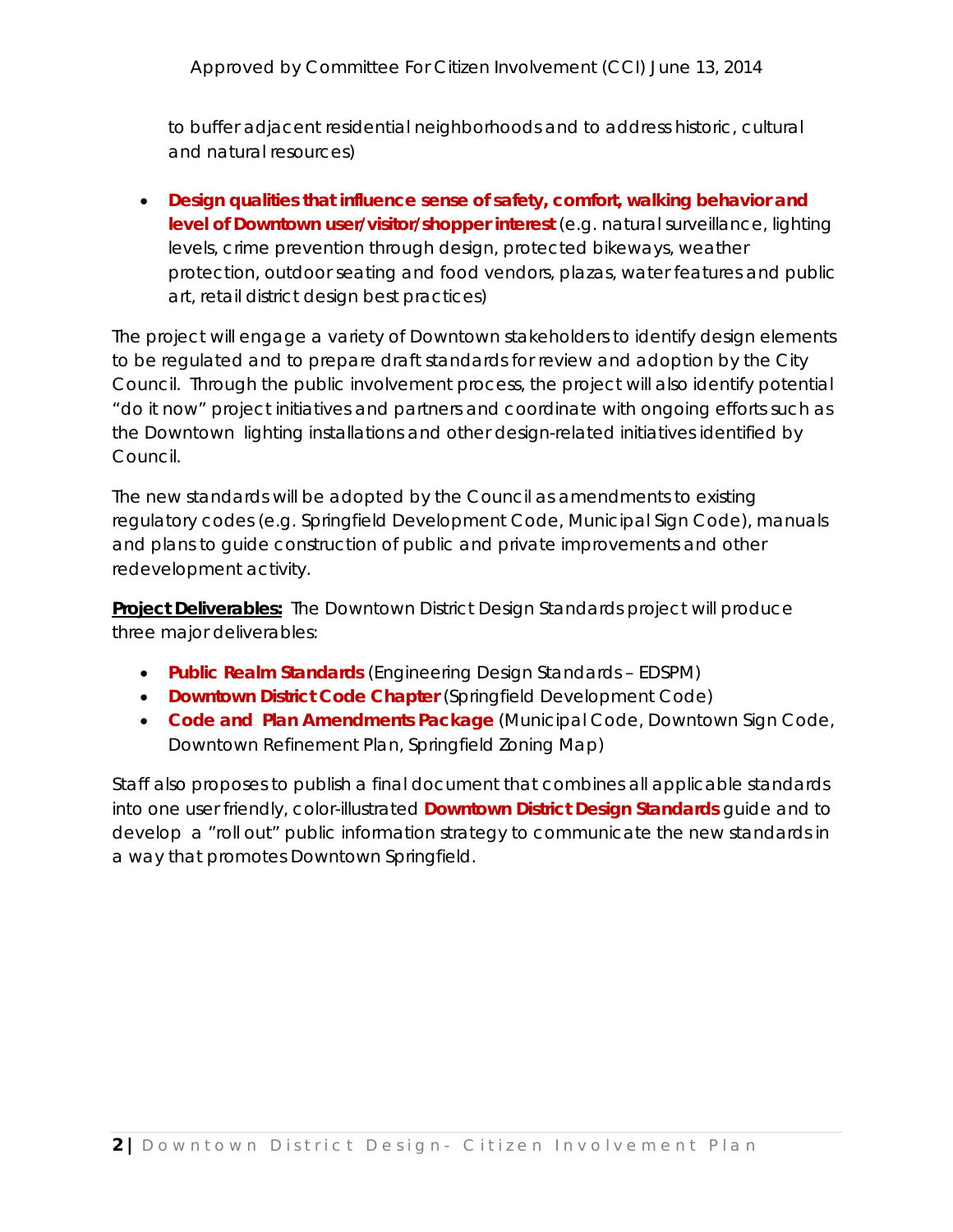to buffer adjacent residential neighborhoods and to address historic, cultural and natural resources)

- **Design qualities that influence sense of safety, comfort, walking behavior and level of Downtown user/visitor/shopper interest** (e.g. natural surveillance, lighting levels, crime prevention through design, protected bikeways, weather protection, outdoor seating and food vendors, plazas, water features and public art, retail district design best practices)

The project will engage a variety of Downtown stakeholders to identify design elements to be regulated and to prepare draft standards for review and adoption by the City Council. Through the public involvement process, the project will also identify potential "do it now" project initiatives and partners and coordinate with ongoing efforts such as the Downtown lighting installations and other design-related initiatives identified by Council.

The new standards will be adopted by the Council as amendments to existing regulatory codes (e.g. Springfield Development Code, Municipal Sign Code), manuals and plans to guide construction of public and private improvements and other redevelopment activity.

**Project Deliverables:** The Downtown District Design Standards project will produce three major deliverables:

- **Public Realm Standards** (Engineering Design Standards – EDSPM)
- **Downtown District Code Chapter** (Springfield Development Code)
- **Code and Plan Amendments Package** (Municipal Code, Downtown Sign Code, Downtown Refinement Plan, Springfield Zoning Map)

Staff also proposes to publish a final document that combines all applicable standards into one user friendly, color-illustrated **Downtown District Design Standards** guide and to develop a "roll out" public information strategy to communicate the new standards in a way that promotes Downtown Springfield.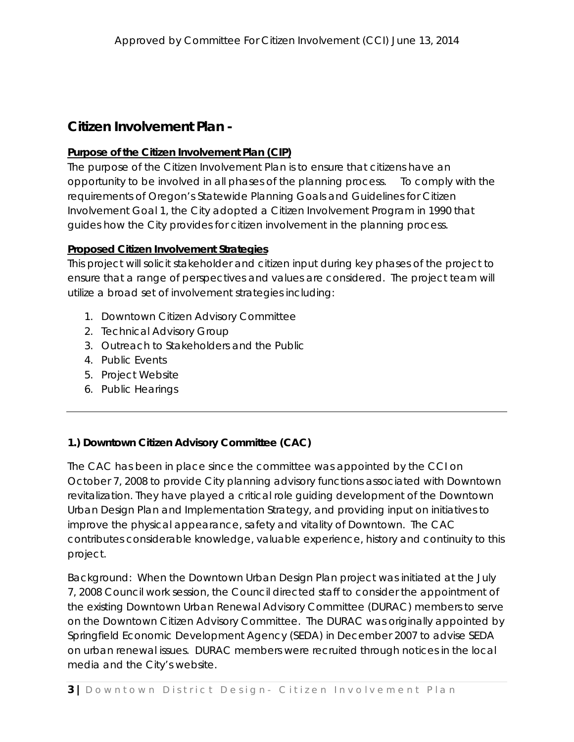Approved by Committee For Citizen Involvement (CCI) June 13, 2014

## Citizen Involvement Plan -

**Purpose of the Citizen Involvement Plan (CIP)**

The purpose of the Citizen Involvement Plan is to ensure that citizens have an opportunity to be involved in all phases of the planning process. To comply with the requirements of Oregon's Statewide Planning Goals and Guidelines for Citizen Involvement Goal 1, the City adopted a Citizen Involvement Program in 1990 that guides how the City provides for citizen involvement in the planning process.

**Proposed Citizen Involvement Strategies**

This project will solicit stakeholder and citizen input during key phases of the project to ensure that a range of perspectives and values are considered. The project team will utilize a broad set of involvement strategies including:

1. Downtown Citizen Advisory Committee
2. Technical Advisory Group
3. Outreach to Stakeholders and the Public
4. Public Events
5. Project Website
6. Public Hearings

---

### 1.) Downtown Citizen Advisory Committee (CAC)

The CAC has been in place since the committee was appointed by the CCI on October 7, 2008 to provide City planning advisory functions associated with Downtown revitalization. They have played a critical role guiding development of the Downtown Urban Design Plan and Implementation Strategy, and providing input on initiatives to improve the physical appearance, safety and vitality of Downtown. The CAC contributes considerable knowledge, valuable experience, history and continuity to this project.

Background: When the Downtown Urban Design Plan project was initiated at the July 7, 2008 Council work session, the Council directed staff to consider the appointment of the existing Downtown Urban Renewal Advisory Committee (DURAC) members to serve on the Downtown Citizen Advisory Committee. The DURAC was originally appointed by Springfield Economic Development Agency (SEDA) in December 2007 to advise SEDA on urban renewal issues. DURAC members were recruited through notices in the local media and the City's website.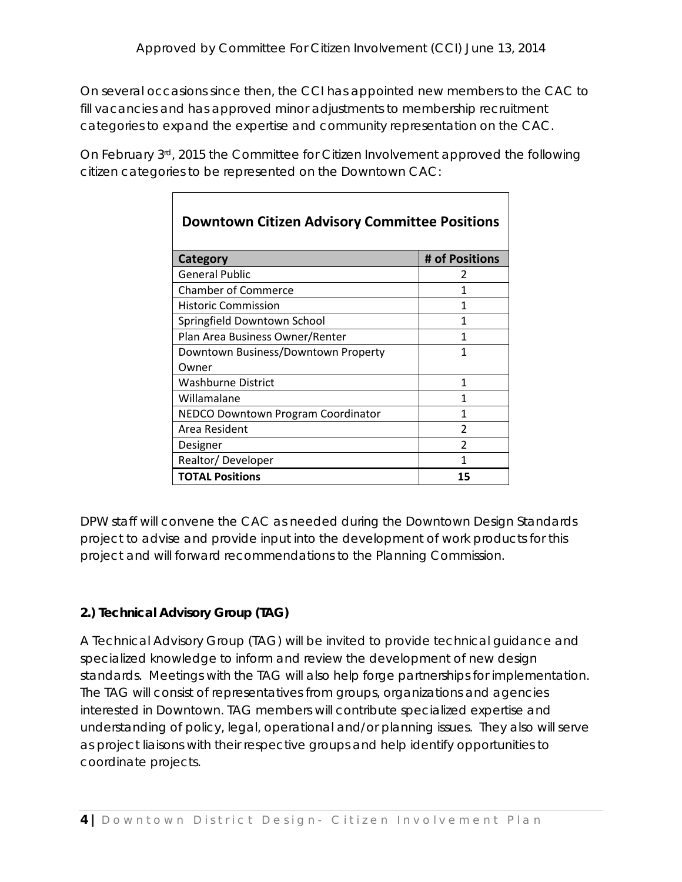On several occasions since then, the CCI has appointed new members to the CAC to fill vacancies and has approved minor adjustments to membership recruitment categories to expand the expertise and community representation on the CAC.

On February 3rd, 2015 the Committee for Citizen Involvement approved the following citizen categories to be represented on the Downtown CAC:

| Downtown Citizen Advisory Committee Positions | |
|---|---|
| **Category** | **# of Positions** |
| General Public | 2 |
| Chamber of Commerce | 1 |
| Historic Commission | 1 |
| Springfield Downtown School | 1 |
| Plan Area Business Owner/Renter | 1 |
| Downtown Business/Downtown Property Owner | 1 |
| Washburne District | 1 |
| Willamalane | 1 |
| NEDCO Downtown Program Coordinator | 1 |
| Area Resident | 2 |
| Designer | 2 |
| Realtor/ Developer | 1 |
| **TOTAL Positions** | **15** |

DPW staff will convene the CAC as needed during the Downtown Design Standards project to advise and provide input into the development of work products for this project and will forward recommendations to the Planning Commission.

**2.) Technical Advisory Group (TAG)**

A Technical Advisory Group (TAG) will be invited to provide technical guidance and specialized knowledge to inform and review the development of new design standards. Meetings with the TAG will also help forge partnerships for implementation. The TAG will consist of representatives from groups, organizations and agencies interested in Downtown. TAG members will contribute specialized expertise and understanding of policy, legal, operational and/or planning issues. They also will serve as project liaisons with their respective groups and help identify opportunities to coordinate projects.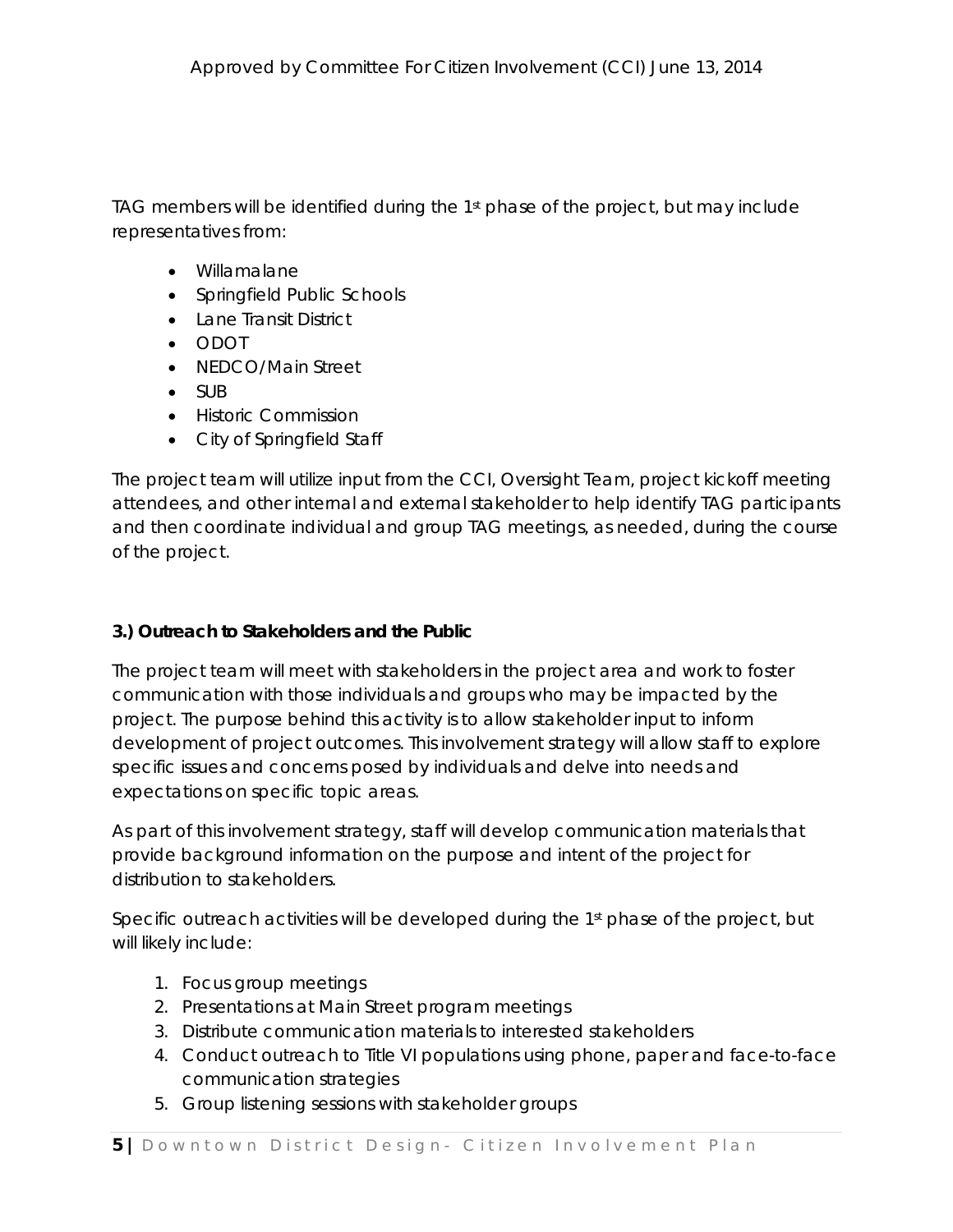TAG members will be identified during the 1st phase of the project, but may include representatives from:

- Willamalane
- Springfield Public Schools
- Lane Transit District
- ODOT
- NEDCO/Main Street
- SUB
- Historic Commission
- City of Springfield Staff

The project team will utilize input from the CCI, Oversight Team, project kickoff meeting attendees, and other internal and external stakeholder to help identify TAG participants and then coordinate individual and group TAG meetings, as needed, during the course of the project.

**3.) Outreach to Stakeholders and the Public**

The project team will meet with stakeholders in the project area and work to foster communication with those individuals and groups who may be impacted by the project. The purpose behind this activity is to allow stakeholder input to inform development of project outcomes. This involvement strategy will allow staff to explore specific issues and concerns posed by individuals and delve into needs and expectations on specific topic areas.

As part of this involvement strategy, staff will develop communication materials that provide background information on the purpose and intent of the project for distribution to stakeholders.

Specific outreach activities will be developed during the 1st phase of the project, but will likely include:

1. Focus group meetings
2. Presentations at Main Street program meetings
3. Distribute communication materials to interested stakeholders
4. Conduct outreach to Title VI populations using phone, paper and face-to-face communication strategies
5. Group listening sessions with stakeholder groups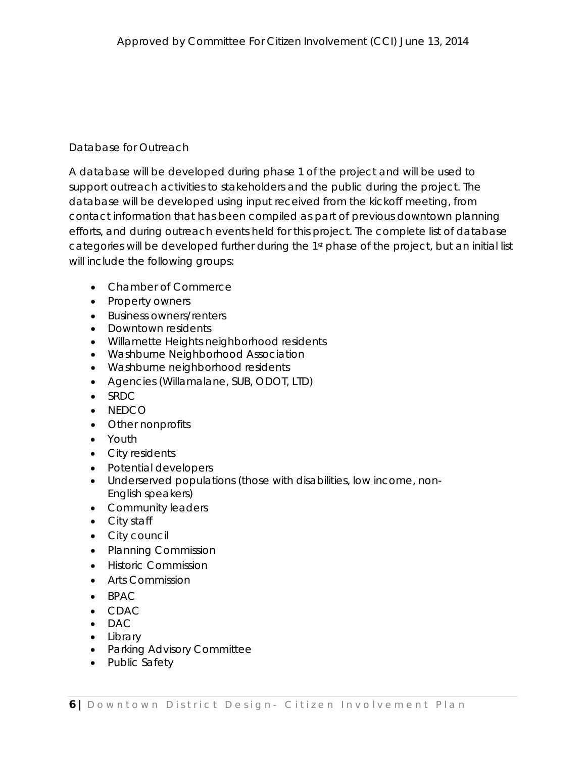## Database for Outreach

A database will be developed during phase 1 of the project and will be used to support outreach activities to stakeholders and the public during the project. The database will be developed using input received from the kickoff meeting, from contact information that has been compiled as part of previous downtown planning efforts, and during outreach events held for this project. The complete list of database categories will be developed further during the 1st phase of the project, but an initial list will include the following groups:

- Chamber of Commerce
- Property owners
- Business owners/renters
- Downtown residents
- Willamette Heights neighborhood residents
- Washburne Neighborhood Association
- Washburne neighborhood residents
- Agencies (Willamalane, SUB, ODOT, LTD)
- SRDC
- NEDCO
- Other nonprofits
- Youth
- City residents
- Potential developers
- Underserved populations (those with disabilities, low income, non-English speakers)
- Community leaders
- City staff
- City council
- Planning Commission
- Historic Commission
- Arts Commission
- BPAC
- CDAC
- DAC
- Library
- Parking Advisory Committee
- Public Safety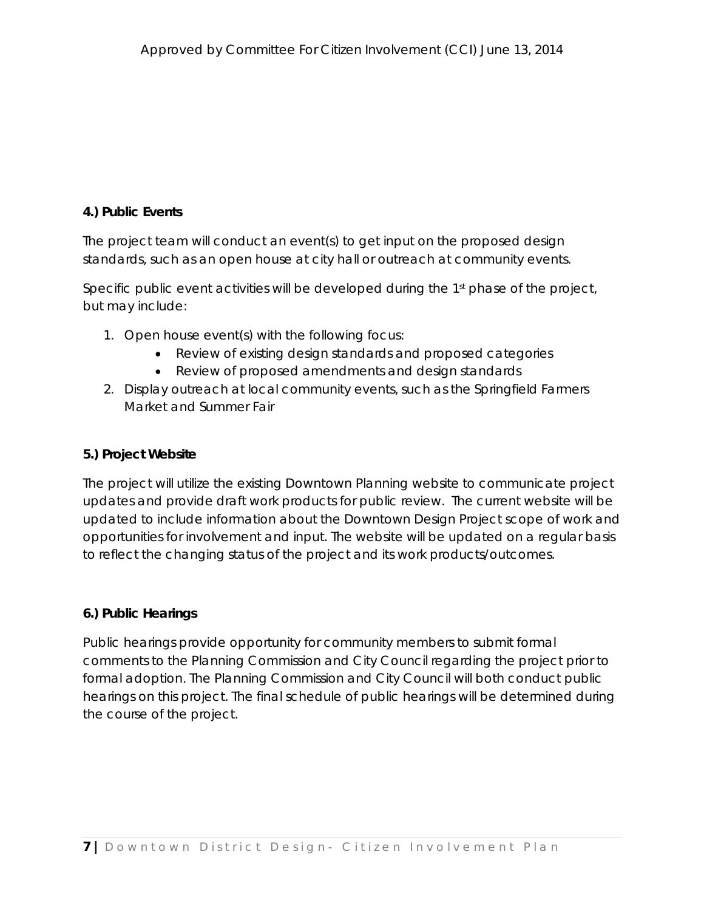### 4.) Public Events

The project team will conduct an event(s) to get input on the proposed design standards, such as an open house at city hall or outreach at community events.

Specific public event activities will be developed during the 1st phase of the project, but may include:

1. Open house event(s) with the following focus:
   - Review of existing design standards and proposed categories
   - Review of proposed amendments and design standards
2. Display outreach at local community events, such as the Springfield Farmers Market and Summer Fair

### 5.) Project Website

The project will utilize the existing Downtown Planning website to communicate project updates and provide draft work products for public review. The current website will be updated to include information about the Downtown Design Project scope of work and opportunities for involvement and input. The website will be updated on a regular basis to reflect the changing status of the project and its work products/outcomes.

### 6.) Public Hearings

Public hearings provide opportunity for community members to submit formal comments to the Planning Commission and City Council regarding the project prior to formal adoption. The Planning Commission and City Council will both conduct public hearings on this project. The final schedule of public hearings will be determined during the course of the project.